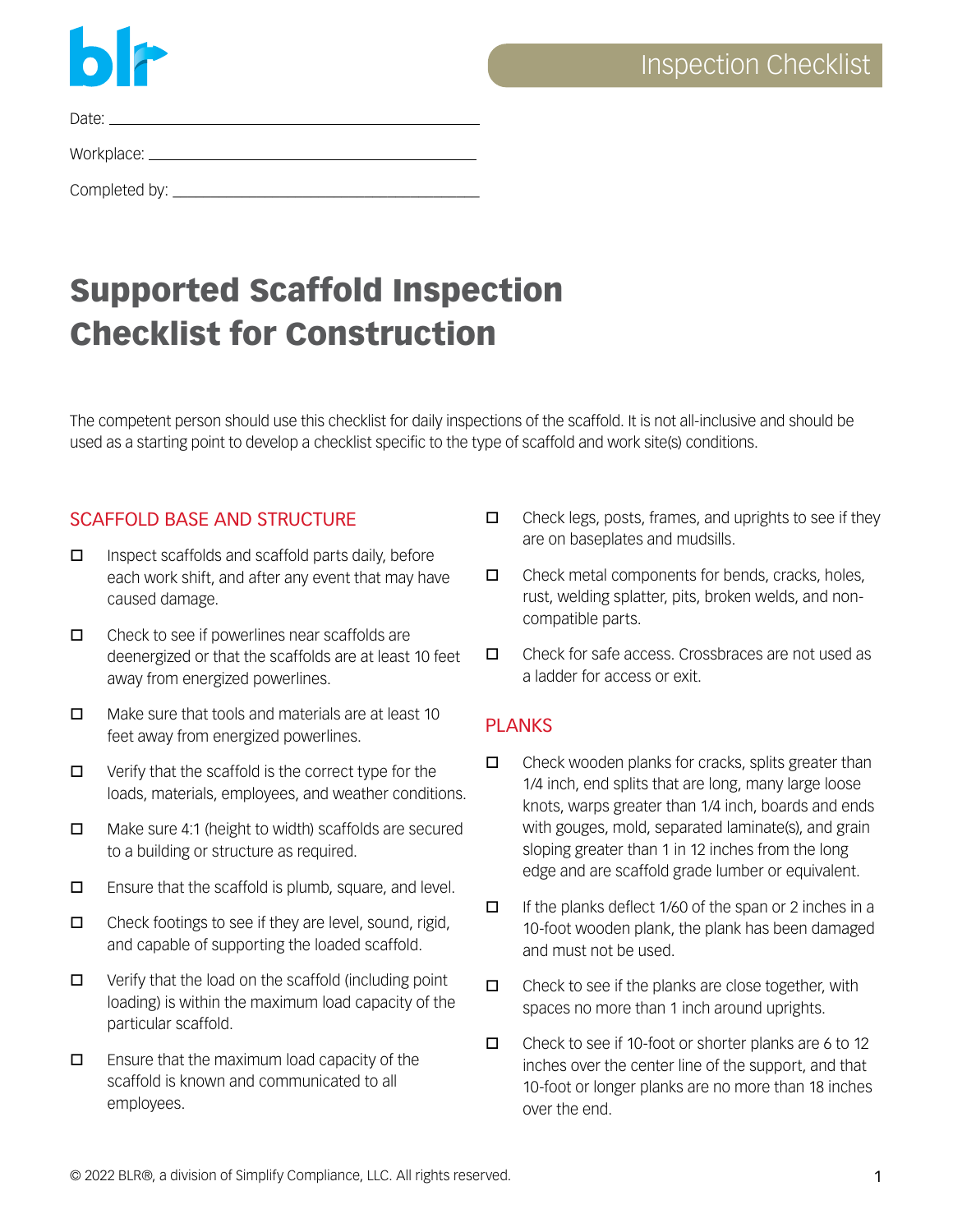Inspection Checklist

Date: ______________________________

Workplace: ______________________________

Completed by: ______________________________

# Supported Scaffold Inspection Checklist for Construction

The competent person should use this checklist for daily inspections of the scaffold. It is not all-inclusive and should be used as a starting point to develop a checklist specific to the type of scaffold and work site(s) conditions.

## SCAFFOLD BASE AND STRUCTURE

- ☐ Inspect scaffolds and scaffold parts daily, before each work shift, and after any event that may have caused damage.
- ☐ Check to see if powerlines near scaffolds are deenergized or that the scaffolds are at least 10 feet away from energized powerlines.
- ☐ Make sure that tools and materials are at least 10 feet away from energized powerlines.
- ☐ Verify that the scaffold is the correct type for the loads, materials, employees, and weather conditions.
- ☐ Make sure 4:1 (height to width) scaffolds are secured to a building or structure as required.
- ☐ Ensure that the scaffold is plumb, square, and level.
- ☐ Check footings to see if they are level, sound, rigid, and capable of supporting the loaded scaffold.
- ☐ Verify that the load on the scaffold (including point loading) is within the maximum load capacity of the particular scaffold.
- ☐ Ensure that the maximum load capacity of the scaffold is known and communicated to all employees.
- ☐ Check legs, posts, frames, and uprights to see if they are on baseplates and mudsills.
- ☐ Check metal components for bends, cracks, holes, rust, welding splatter, pits, broken welds, and non-compatible parts.
- ☐ Check for safe access. Crossbraces are not used as a ladder for access or exit.

## PLANKS

- ☐ Check wooden planks for cracks, splits greater than 1/4 inch, end splits that are long, many large loose knots, warps greater than 1/4 inch, boards and ends with gouges, mold, separated laminate(s), and grain sloping greater than 1 in 12 inches from the long edge and are scaffold grade lumber or equivalent.
- ☐ If the planks deflect 1/60 of the span or 2 inches in a 10-foot wooden plank, the plank has been damaged and must not be used.
- ☐ Check to see if the planks are close together, with spaces no more than 1 inch around uprights.
- ☐ Check to see if 10-foot or shorter planks are 6 to 12 inches over the center line of the support, and that 10-foot or longer planks are no more than 18 inches over the end.

© 2022 BLR®, a division of Simplify Compliance, LLC. All rights reserved.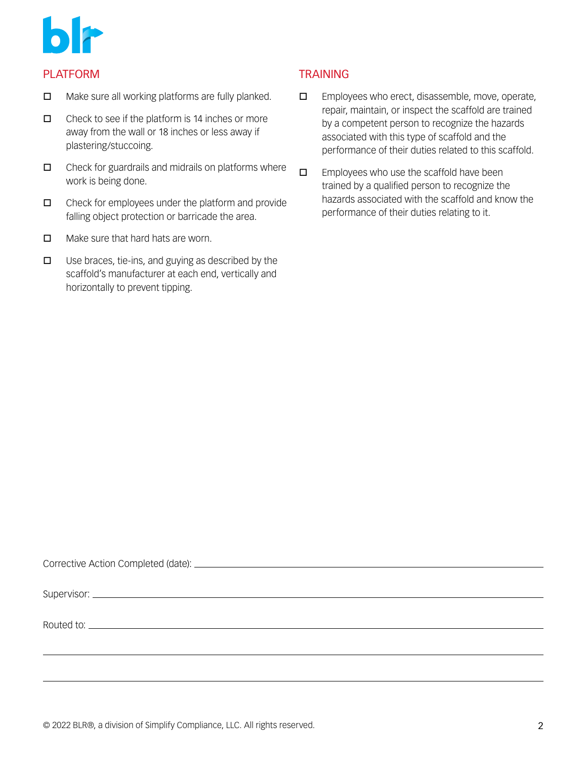## PLATFORM

- ☐ Make sure all working platforms are fully planked.
- ☐ Check to see if the platform is 14 inches or more away from the wall or 18 inches or less away if plastering/stuccoing.
- ☐ Check for guardrails and midrails on platforms where work is being done.
- ☐ Check for employees under the platform and provide falling object protection or barricade the area.
- ☐ Make sure that hard hats are worn.
- ☐ Use braces, tie-ins, and guying as described by the scaffold's manufacturer at each end, vertically and horizontally to prevent tipping.

## TRAINING

- ☐ Employees who erect, disassemble, move, operate, repair, maintain, or inspect the scaffold are trained by a competent person to recognize the hazards associated with this type of scaffold and the performance of their duties related to this scaffold.
- ☐ Employees who use the scaffold have been trained by a qualified person to recognize the hazards associated with the scaffold and know the performance of their duties relating to it.

Corrective Action Completed (date): ______________________________

Supervisor: ______________________________

Routed to: ______________________________

______________________________

______________________________

© 2022 BLR®, a division of Simplify Compliance, LLC. All rights reserved.